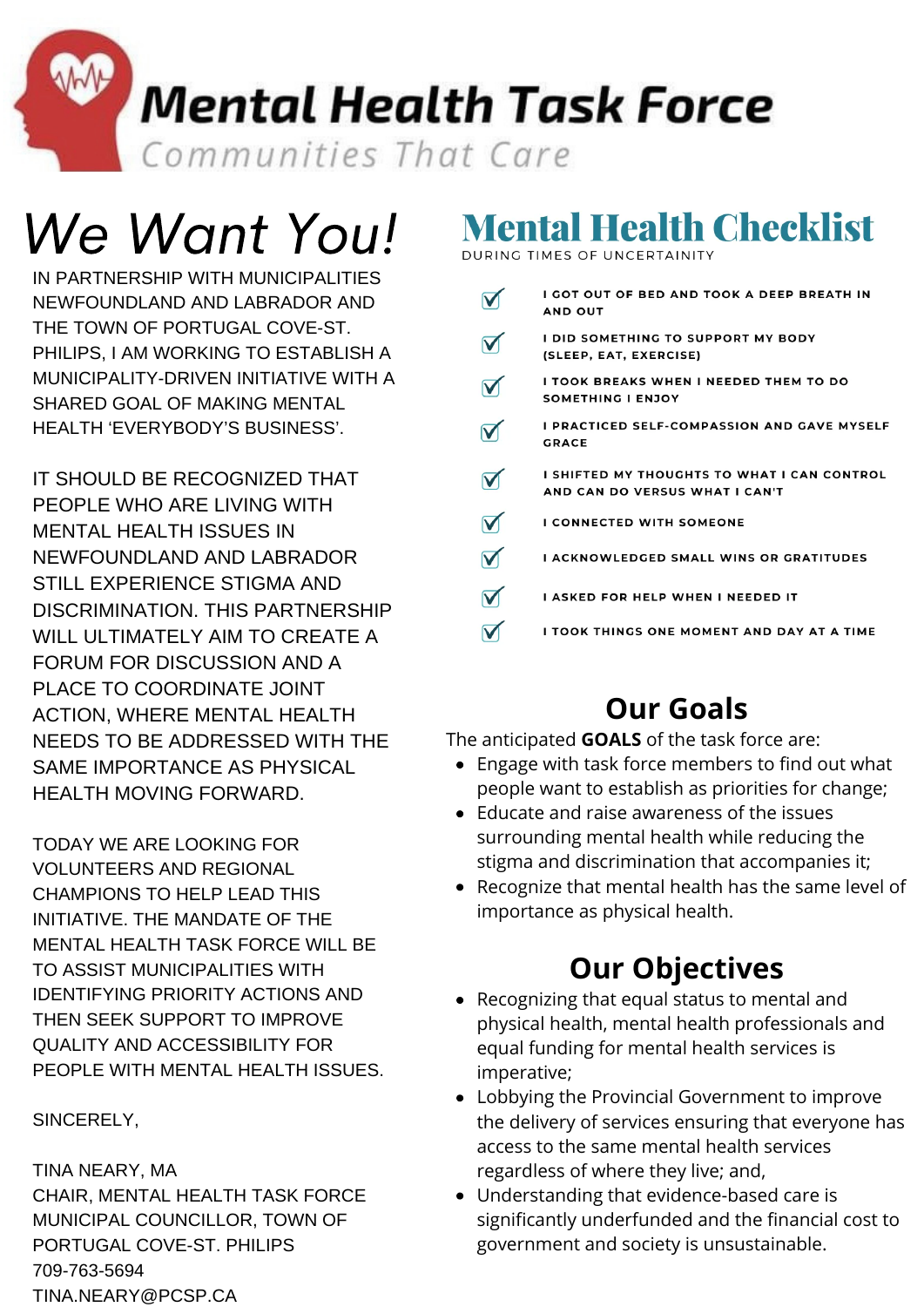# Mental Health Task Force

Communities That Care

## We Want You!

IN PARTNERSHIP WITH MUNICIPALITIES NEWFOUNDLAND AND LABRADOR AND THE TOWN OF PORTUGAL COVE-ST. PHILIPS, I AM WORKING TO ESTABLISH A MUNICIPALITY-DRIVEN INITIATIVE WITH A SHARED GOAL OF MAKING MENTAL HEALTH 'EVERYBODY'S BUSINESS'.

IT SHOULD BE RECOGNIZED THAT PEOPLE WHO ARE LIVING WITH MENTAL HEALTH ISSUES IN NEWFOUNDLAND AND LABRADOR STILL EXPERIENCE STIGMA AND DISCRIMINATION. THIS PARTNERSHIP WILL ULTIMATELY AIM TO CREATE A FORUM FOR DISCUSSION AND A PLACE TO COORDINATE JOINT ACTION, WHERE MENTAL HEALTH NEEDS TO BE ADDRESSED WITH THE SAME IMPORTANCE AS PHYSICAL HEALTH MOVING FORWARD.

TODAY WE ARE LOOKING FOR VOLUNTEERS AND REGIONAL CHAMPIONS TO HELP LEAD THIS INITIATIVE. THE MANDATE OF THE MENTAL HEALTH TASK FORCE WILL BE TO ASSIST MUNICIPALITIES WITH IDENTIFYING PRIORITY ACTIONS AND THEN SEEK SUPPORT TO IMPROVE QUALITY AND ACCESSIBILITY FOR PEOPLE WITH MENTAL HEALTH ISSUES.

SINCERELY,

TINA NEARY, MA
CHAIR, MENTAL HEALTH TASK FORCE
MUNICIPAL COUNCILLOR, TOWN OF PORTUGAL COVE-ST. PHILIPS
709-763-5694
TINA.NEARY@PCSP.CA

## Mental Health Checklist

DURING TIMES OF UNCERTAINITY

- ☑ I GOT OUT OF BED AND TOOK A DEEP BREATH IN AND OUT
- ☑ I DID SOMETHING TO SUPPORT MY BODY (SLEEP, EAT, EXERCISE)
- ☑ I TOOK BREAKS WHEN I NEEDED THEM TO DO SOMETHING I ENJOY
- ☑ I PRACTICED SELF-COMPASSION AND GAVE MYSELF GRACE
- ☑ I SHIFTED MY THOUGHTS TO WHAT I CAN CONTROL AND CAN DO VERSUS WHAT I CAN'T
- ☑ I CONNECTED WITH SOMEONE
- ☑ I ACKNOWLEDGED SMALL WINS OR GRATITUDES
- ☑ I ASKED FOR HELP WHEN I NEEDED IT
- ☑ I TOOK THINGS ONE MOMENT AND DAY AT A TIME

## Our Goals

The anticipated **GOALS** of the task force are:

- Engage with task force members to find out what people want to establish as priorities for change;
- Educate and raise awareness of the issues surrounding mental health while reducing the stigma and discrimination that accompanies it;
- Recognize that mental health has the same level of importance as physical health.

## Our Objectives

- Recognizing that equal status to mental and physical health, mental health professionals and equal funding for mental health services is imperative;
- Lobbying the Provincial Government to improve the delivery of services ensuring that everyone has access to the same mental health services regardless of where they live; and,
- Understanding that evidence-based care is significantly underfunded and the financial cost to government and society is unsustainable.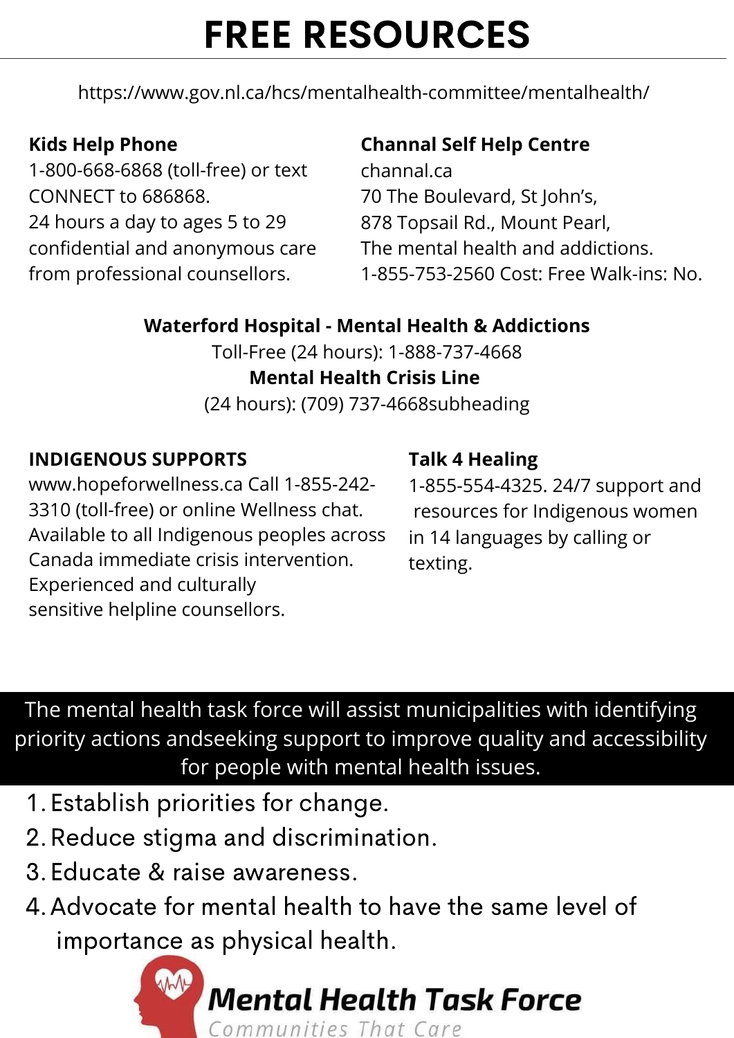# FREE RESOURCES

https://www.gov.nl.ca/hcs/mentalhealth-committee/mentalhealth/

**Kids Help Phone**
1-800-668-6868 (toll-free) or text CONNECT to 686868.
24 hours a day to ages 5 to 29 confidential and anonymous care from professional counsellors.

**Channal Self Help Centre**
channal.ca
70 The Boulevard, St John's,
878 Topsail Rd., Mount Pearl,
The mental health and addictions.
1-855-753-2560 Cost: Free Walk-ins: No.

**Waterford Hospital - Mental Health & Addictions**
Toll-Free (24 hours): 1-888-737-4668
**Mental Health Crisis Line**
(24 hours): (709) 737-4668subheading

**INDIGENOUS SUPPORTS**
www.hopeforwellness.ca Call 1-855-242-3310 (toll-free) or online Wellness chat. Available to all Indigenous peoples across Canada immediate crisis intervention. Experienced and culturally sensitive helpline counsellors.

**Talk 4 Healing**
1-855-554-4325. 24/7 support and resources for Indigenous women in 14 languages by calling or texting.

The mental health task force will assist municipalities with identifying priority actions andseeking support to improve quality and accessibility for people with mental health issues.

1. Establish priorities for change.
2. Reduce stigma and discrimination.
3. Educate & raise awareness.
4. Advocate for mental health to have the same level of importance as physical health.

**Mental Health Task Force**
*Communities That Care*